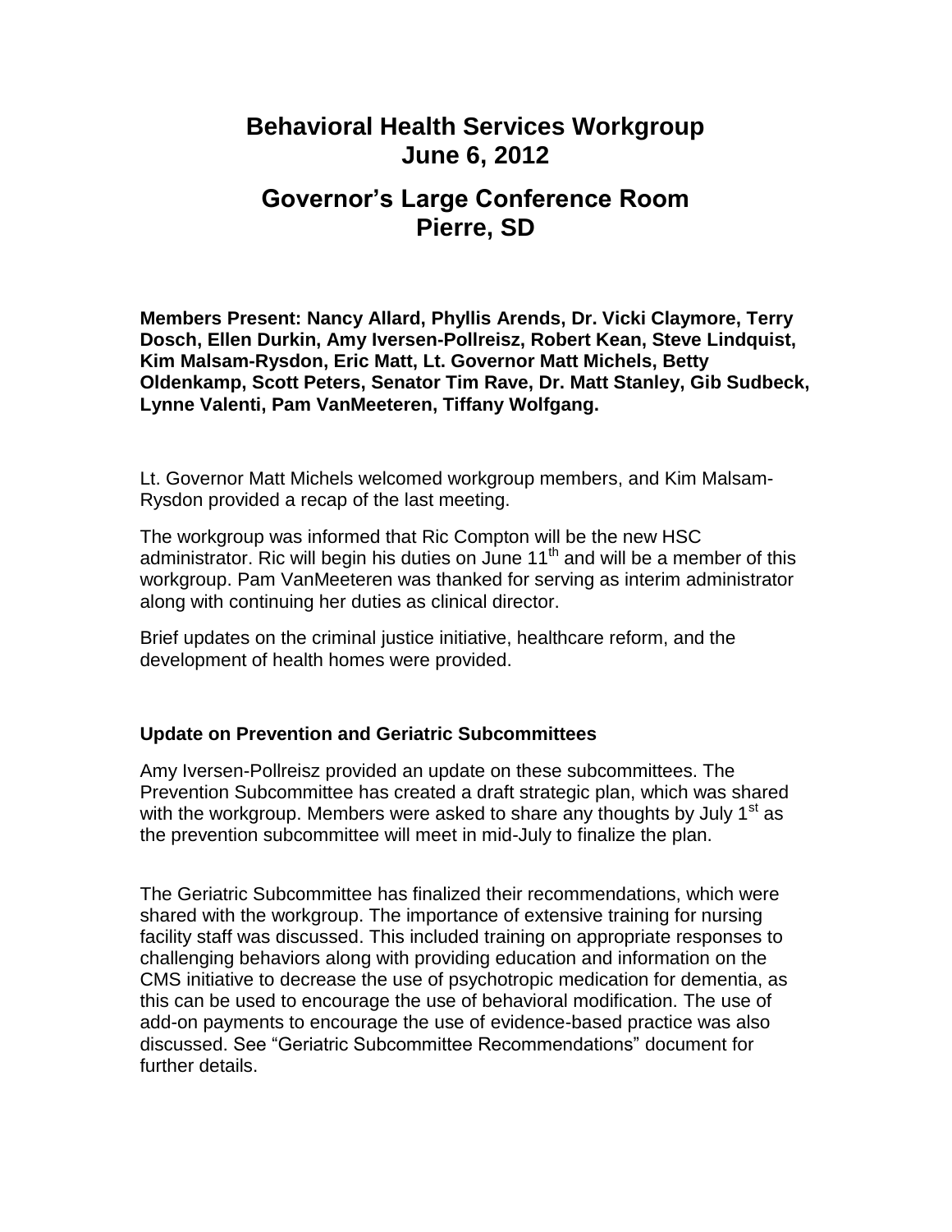# Behavioral Health Services Workgroup
# June 6, 2012

# Governor's Large Conference Room
# Pierre, SD

**Members Present: Nancy Allard, Phyllis Arends, Dr. Vicki Claymore, Terry Dosch, Ellen Durkin, Amy Iversen-Pollreisz, Robert Kean, Steve Lindquist, Kim Malsam-Rysdon, Eric Matt, Lt. Governor Matt Michels, Betty Oldenkamp, Scott Peters, Senator Tim Rave, Dr. Matt Stanley, Gib Sudbeck, Lynne Valenti, Pam VanMeeteren, Tiffany Wolfgang.**

Lt. Governor Matt Michels welcomed workgroup members, and Kim Malsam-Rysdon provided a recap of the last meeting.

The workgroup was informed that Ric Compton will be the new HSC administrator. Ric will begin his duties on June 11th and will be a member of this workgroup. Pam VanMeeteren was thanked for serving as interim administrator along with continuing her duties as clinical director.

Brief updates on the criminal justice initiative, healthcare reform, and the development of health homes were provided.

### Update on Prevention and Geriatric Subcommittees

Amy Iversen-Pollreisz provided an update on these subcommittees. The Prevention Subcommittee has created a draft strategic plan, which was shared with the workgroup. Members were asked to share any thoughts by July 1st as the prevention subcommittee will meet in mid-July to finalize the plan.

The Geriatric Subcommittee has finalized their recommendations, which were shared with the workgroup. The importance of extensive training for nursing facility staff was discussed. This included training on appropriate responses to challenging behaviors along with providing education and information on the CMS initiative to decrease the use of psychotropic medication for dementia, as this can be used to encourage the use of behavioral modification. The use of add-on payments to encourage the use of evidence-based practice was also discussed. See "Geriatric Subcommittee Recommendations" document for further details.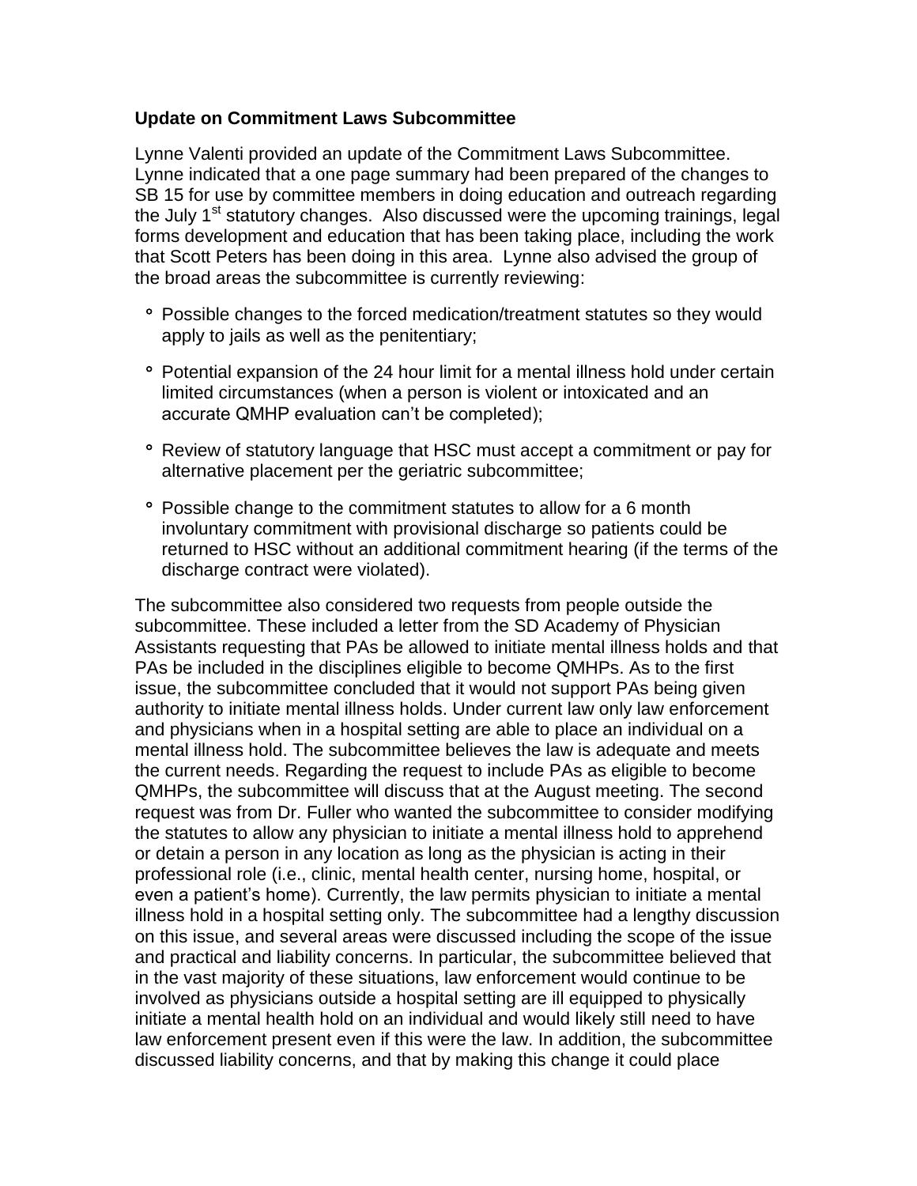**Update on Commitment Laws Subcommittee**

Lynne Valenti provided an update of the Commitment Laws Subcommittee. Lynne indicated that a one page summary had been prepared of the changes to SB 15 for use by committee members in doing education and outreach regarding the July 1st statutory changes. Also discussed were the upcoming trainings, legal forms development and education that has been taking place, including the work that Scott Peters has been doing in this area. Lynne also advised the group of the broad areas the subcommittee is currently reviewing:

- Possible changes to the forced medication/treatment statutes so they would apply to jails as well as the penitentiary;
- Potential expansion of the 24 hour limit for a mental illness hold under certain limited circumstances (when a person is violent or intoxicated and an accurate QMHP evaluation can't be completed);
- Review of statutory language that HSC must accept a commitment or pay for alternative placement per the geriatric subcommittee;
- Possible change to the commitment statutes to allow for a 6 month involuntary commitment with provisional discharge so patients could be returned to HSC without an additional commitment hearing (if the terms of the discharge contract were violated).

The subcommittee also considered two requests from people outside the subcommittee. These included a letter from the SD Academy of Physician Assistants requesting that PAs be allowed to initiate mental illness holds and that PAs be included in the disciplines eligible to become QMHPs. As to the first issue, the subcommittee concluded that it would not support PAs being given authority to initiate mental illness holds. Under current law only law enforcement and physicians when in a hospital setting are able to place an individual on a mental illness hold. The subcommittee believes the law is adequate and meets the current needs. Regarding the request to include PAs as eligible to become QMHPs, the subcommittee will discuss that at the August meeting. The second request was from Dr. Fuller who wanted the subcommittee to consider modifying the statutes to allow any physician to initiate a mental illness hold to apprehend or detain a person in any location as long as the physician is acting in their professional role (i.e., clinic, mental health center, nursing home, hospital, or even a patient's home). Currently, the law permits physician to initiate a mental illness hold in a hospital setting only. The subcommittee had a lengthy discussion on this issue, and several areas were discussed including the scope of the issue and practical and liability concerns. In particular, the subcommittee believed that in the vast majority of these situations, law enforcement would continue to be involved as physicians outside a hospital setting are ill equipped to physically initiate a mental health hold on an individual and would likely still need to have law enforcement present even if this were the law. In addition, the subcommittee discussed liability concerns, and that by making this change it could place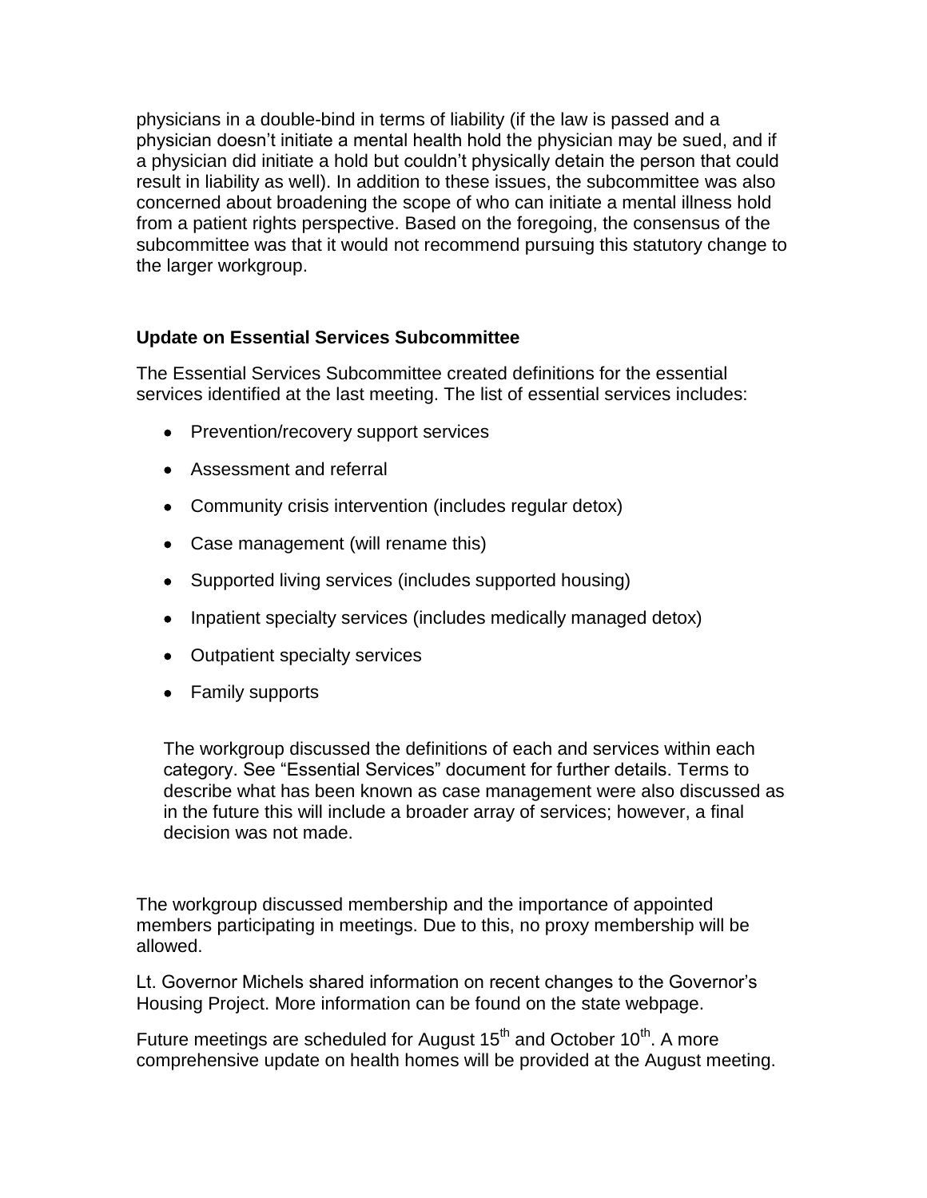physicians in a double-bind in terms of liability (if the law is passed and a physician doesn't initiate a mental health hold the physician may be sued, and if a physician did initiate a hold but couldn't physically detain the person that could result in liability as well). In addition to these issues, the subcommittee was also concerned about broadening the scope of who can initiate a mental illness hold from a patient rights perspective. Based on the foregoing, the consensus of the subcommittee was that it would not recommend pursuing this statutory change to the larger workgroup.

**Update on Essential Services Subcommittee**

The Essential Services Subcommittee created definitions for the essential services identified at the last meeting. The list of essential services includes:

- Prevention/recovery support services
- Assessment and referral
- Community crisis intervention (includes regular detox)
- Case management (will rename this)
- Supported living services (includes supported housing)
- Inpatient specialty services (includes medically managed detox)
- Outpatient specialty services
- Family supports

The workgroup discussed the definitions of each and services within each category. See "Essential Services" document for further details. Terms to describe what has been known as case management were also discussed as in the future this will include a broader array of services; however, a final decision was not made.

The workgroup discussed membership and the importance of appointed members participating in meetings. Due to this, no proxy membership will be allowed.

Lt. Governor Michels shared information on recent changes to the Governor's Housing Project. More information can be found on the state webpage.

Future meetings are scheduled for August 15th and October 10th. A more comprehensive update on health homes will be provided at the August meeting.